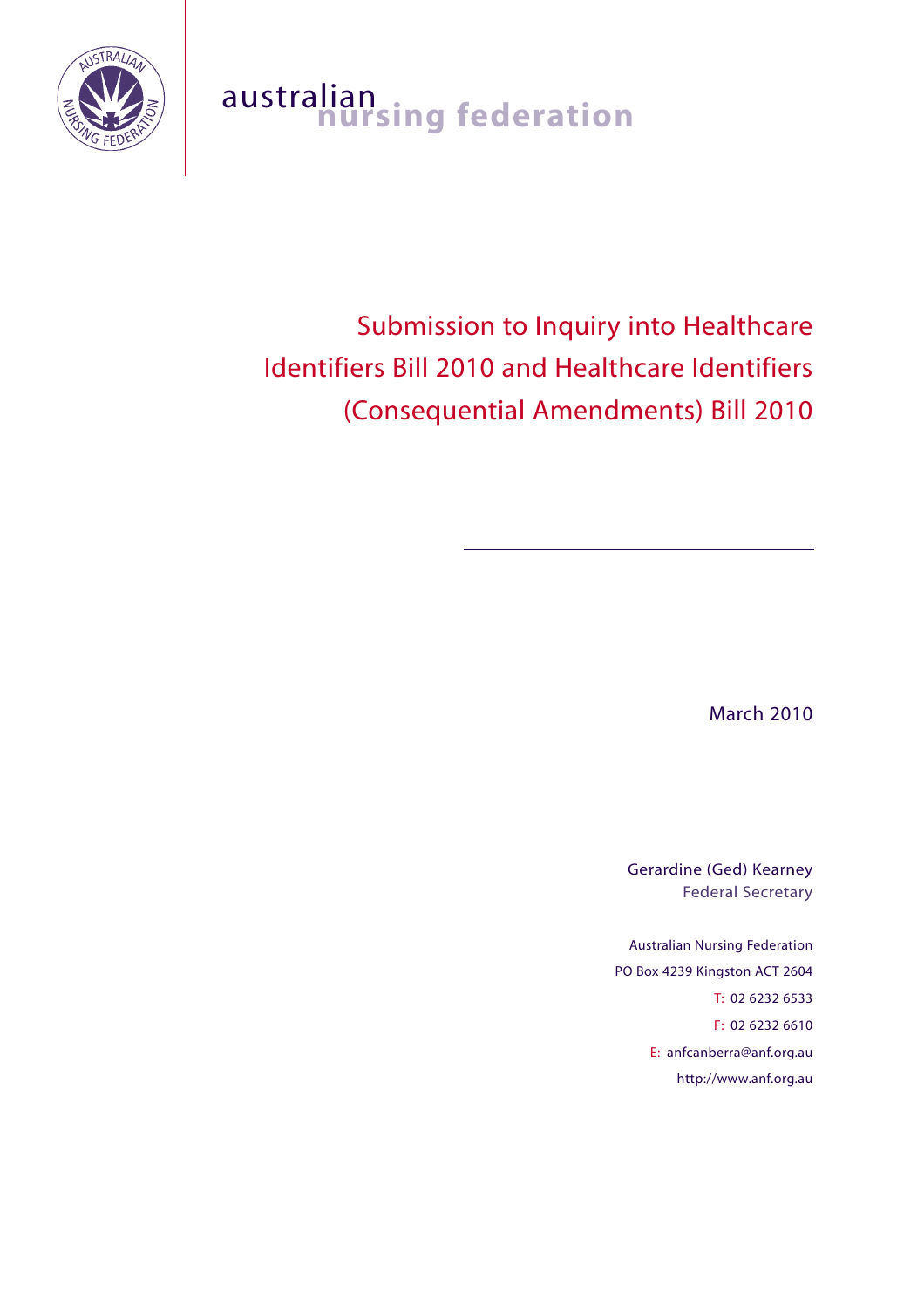australian nursing federation

# Submission to Inquiry into Healthcare Identifiers Bill 2010 and Healthcare Identifiers (Consequential Amendments) Bill 2010

March 2010

Gerardine (Ged) Kearney
Federal Secretary

Australian Nursing Federation
PO Box 4239 Kingston ACT 2604
T: 02 6232 6533
F: 02 6232 6610
E: anfcanberra@anf.org.au
http://www.anf.org.au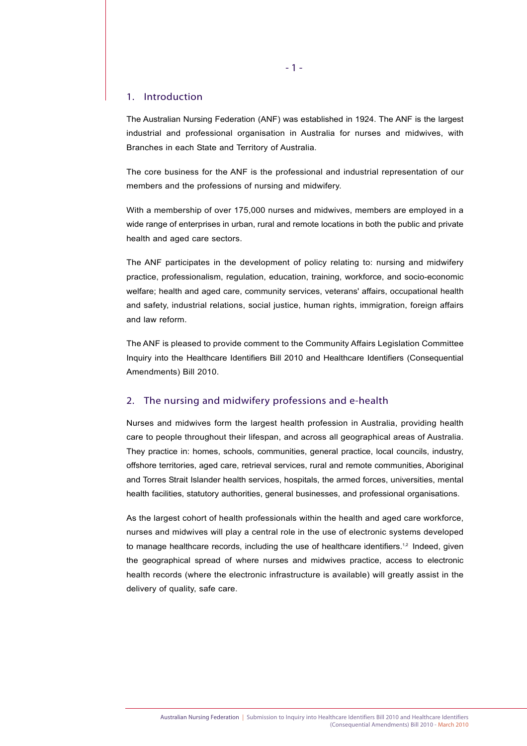## 1. Introduction

The Australian Nursing Federation (ANF) was established in 1924. The ANF is the largest industrial and professional organisation in Australia for nurses and midwives, with Branches in each State and Territory of Australia.

The core business for the ANF is the professional and industrial representation of our members and the professions of nursing and midwifery.

With a membership of over 175,000 nurses and midwives, members are employed in a wide range of enterprises in urban, rural and remote locations in both the public and private health and aged care sectors.

The ANF participates in the development of policy relating to: nursing and midwifery practice, professionalism, regulation, education, training, workforce, and socio-economic welfare; health and aged care, community services, veterans' affairs, occupational health and safety, industrial relations, social justice, human rights, immigration, foreign affairs and law reform.

The ANF is pleased to provide comment to the Community Affairs Legislation Committee Inquiry into the Healthcare Identifiers Bill 2010 and Healthcare Identifiers (Consequential Amendments) Bill 2010.

## 2. The nursing and midwifery professions and e-health

Nurses and midwives form the largest health profession in Australia, providing health care to people throughout their lifespan, and across all geographical areas of Australia. They practice in: homes, schools, communities, general practice, local councils, industry, offshore territories, aged care, retrieval services, rural and remote communities, Aboriginal and Torres Strait Islander health services, hospitals, the armed forces, universities, mental health facilities, statutory authorities, general businesses, and professional organisations.

As the largest cohort of health professionals within the health and aged care workforce, nurses and midwives will play a central role in the use of electronic systems developed to manage healthcare records, including the use of healthcare identifiers.[1,2] Indeed, given the geographical spread of where nurses and midwives practice, access to electronic health records (where the electronic infrastructure is available) will greatly assist in the delivery of quality, safe care.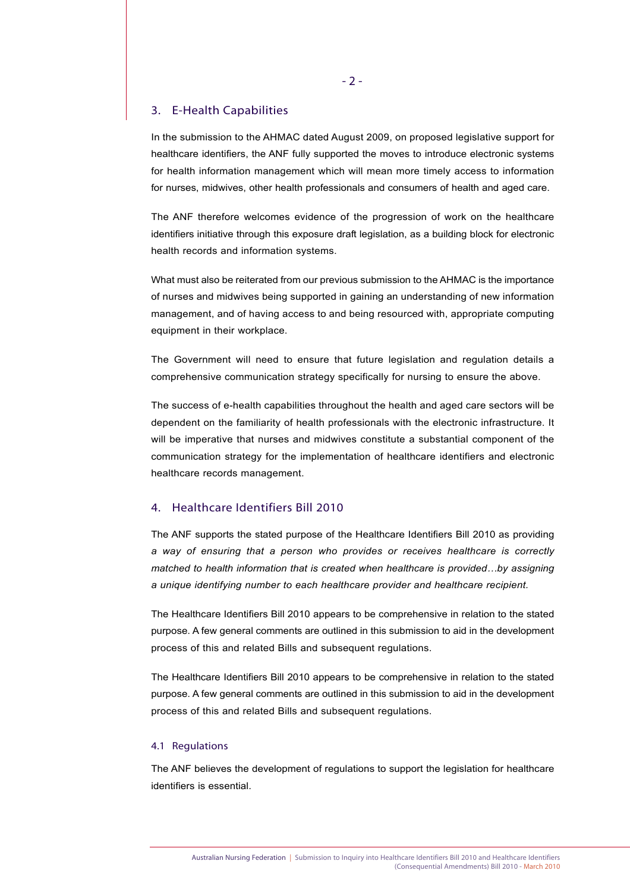## 3. E-Health Capabilities

In the submission to the AHMAC dated August 2009, on proposed legislative support for healthcare identifiers, the ANF fully supported the moves to introduce electronic systems for health information management which will mean more timely access to information for nurses, midwives, other health professionals and consumers of health and aged care.

The ANF therefore welcomes evidence of the progression of work on the healthcare identifiers initiative through this exposure draft legislation, as a building block for electronic health records and information systems.

What must also be reiterated from our previous submission to the AHMAC is the importance of nurses and midwives being supported in gaining an understanding of new information management, and of having access to and being resourced with, appropriate computing equipment in their workplace.

The Government will need to ensure that future legislation and regulation details a comprehensive communication strategy specifically for nursing to ensure the above.

The success of e-health capabilities throughout the health and aged care sectors will be dependent on the familiarity of health professionals with the electronic infrastructure. It will be imperative that nurses and midwives constitute a substantial component of the communication strategy for the implementation of healthcare identifiers and electronic healthcare records management.

## 4. Healthcare Identifiers Bill 2010

The ANF supports the stated purpose of the Healthcare Identifiers Bill 2010 as providing *a way of ensuring that a person who provides or receives healthcare is correctly matched to health information that is created when healthcare is provided…by assigning a unique identifying number to each healthcare provider and healthcare recipient.*

The Healthcare Identifiers Bill 2010 appears to be comprehensive in relation to the stated purpose. A few general comments are outlined in this submission to aid in the development process of this and related Bills and subsequent regulations.

The Healthcare Identifiers Bill 2010 appears to be comprehensive in relation to the stated purpose. A few general comments are outlined in this submission to aid in the development process of this and related Bills and subsequent regulations.

### 4.1 Regulations

The ANF believes the development of regulations to support the legislation for healthcare identifiers is essential.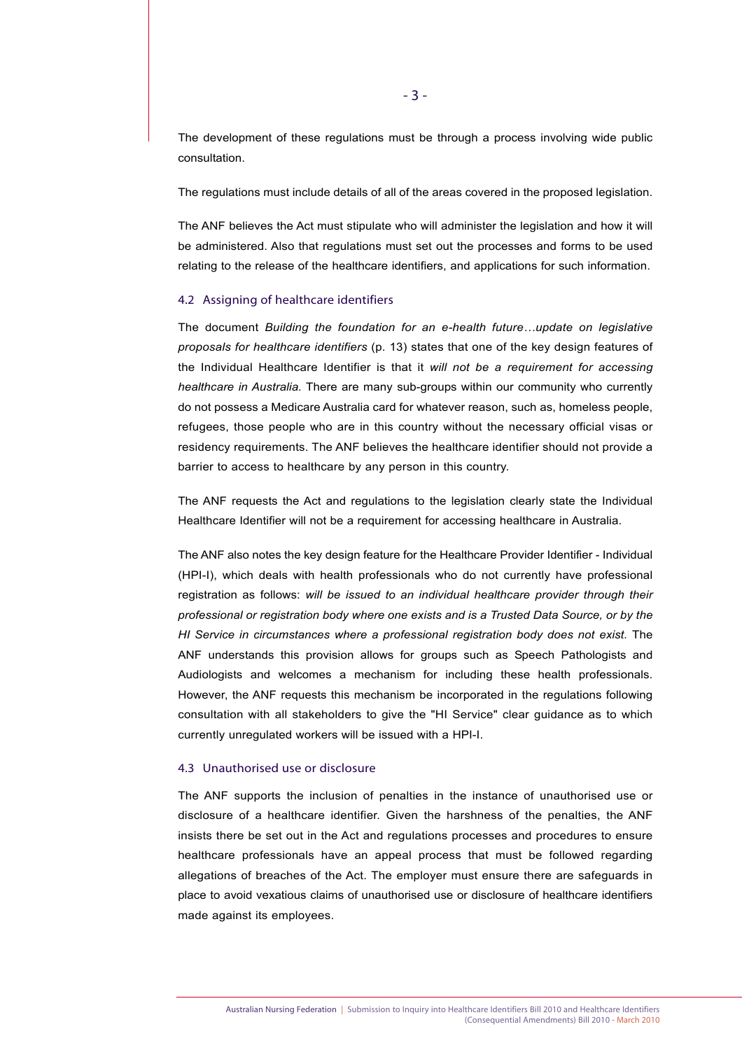The development of these regulations must be through a process involving wide public consultation.

The regulations must include details of all of the areas covered in the proposed legislation.

The ANF believes the Act must stipulate who will administer the legislation and how it will be administered. Also that regulations must set out the processes and forms to be used relating to the release of the healthcare identifiers, and applications for such information.

### 4.2 Assigning of healthcare identifiers

The document *Building the foundation for an e-health future…update on legislative proposals for healthcare identifiers* (p. 13) states that one of the key design features of the Individual Healthcare Identifier is that it *will not be a requirement for accessing healthcare in Australia.* There are many sub-groups within our community who currently do not possess a Medicare Australia card for whatever reason, such as, homeless people, refugees, those people who are in this country without the necessary official visas or residency requirements. The ANF believes the healthcare identifier should not provide a barrier to access to healthcare by any person in this country.

The ANF requests the Act and regulations to the legislation clearly state the Individual Healthcare Identifier will not be a requirement for accessing healthcare in Australia.

The ANF also notes the key design feature for the Healthcare Provider Identifier - Individual (HPI-I), which deals with health professionals who do not currently have professional registration as follows: *will be issued to an individual healthcare provider through their professional or registration body where one exists and is a Trusted Data Source, or by the HI Service in circumstances where a professional registration body does not exist.* The ANF understands this provision allows for groups such as Speech Pathologists and Audiologists and welcomes a mechanism for including these health professionals. However, the ANF requests this mechanism be incorporated in the regulations following consultation with all stakeholders to give the "HI Service" clear guidance as to which currently unregulated workers will be issued with a HPI-I.

### 4.3 Unauthorised use or disclosure

The ANF supports the inclusion of penalties in the instance of unauthorised use or disclosure of a healthcare identifier. Given the harshness of the penalties, the ANF insists there be set out in the Act and regulations processes and procedures to ensure healthcare professionals have an appeal process that must be followed regarding allegations of breaches of the Act. The employer must ensure there are safeguards in place to avoid vexatious claims of unauthorised use or disclosure of healthcare identifiers made against its employees.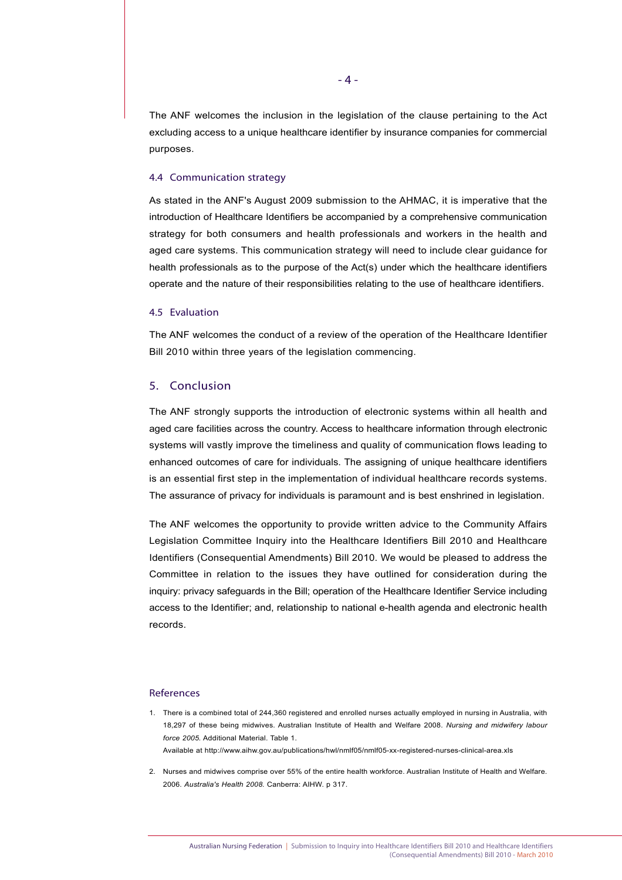The ANF welcomes the inclusion in the legislation of the clause pertaining to the Act excluding access to a unique healthcare identifier by insurance companies for commercial purposes.

### 4.4 Communication strategy

As stated in the ANF's August 2009 submission to the AHMAC, it is imperative that the introduction of Healthcare Identifiers be accompanied by a comprehensive communication strategy for both consumers and health professionals and workers in the health and aged care systems. This communication strategy will need to include clear guidance for health professionals as to the purpose of the Act(s) under which the healthcare identifiers operate and the nature of their responsibilities relating to the use of healthcare identifiers.

### 4.5 Evaluation

The ANF welcomes the conduct of a review of the operation of the Healthcare Identifier Bill 2010 within three years of the legislation commencing.

## 5. Conclusion

The ANF strongly supports the introduction of electronic systems within all health and aged care facilities across the country. Access to healthcare information through electronic systems will vastly improve the timeliness and quality of communication flows leading to enhanced outcomes of care for individuals. The assigning of unique healthcare identifiers is an essential first step in the implementation of individual healthcare records systems. The assurance of privacy for individuals is paramount and is best enshrined in legislation.

The ANF welcomes the opportunity to provide written advice to the Community Affairs Legislation Committee Inquiry into the Healthcare Identifiers Bill 2010 and Healthcare Identifiers (Consequential Amendments) Bill 2010. We would be pleased to address the Committee in relation to the issues they have outlined for consideration during the inquiry: privacy safeguards in the Bill; operation of the Healthcare Identifier Service including access to the Identifier; and, relationship to national e-health agenda and electronic health records.

### References

1. There is a combined total of 244,360 registered and enrolled nurses actually employed in nursing in Australia, with 18,297 of these being midwives. Australian Institute of Health and Welfare 2008. *Nursing and midwifery labour force 2005.* Additional Material. Table 1.
   Available at http://www.aihw.gov.au/publications/hwl/nmlf05/nmlf05-xx-registered-nurses-clinical-area.xls

2. Nurses and midwives comprise over 55% of the entire health workforce. Australian Institute of Health and Welfare. 2006. *Australia's Health 2008.* Canberra: AIHW. p 317.